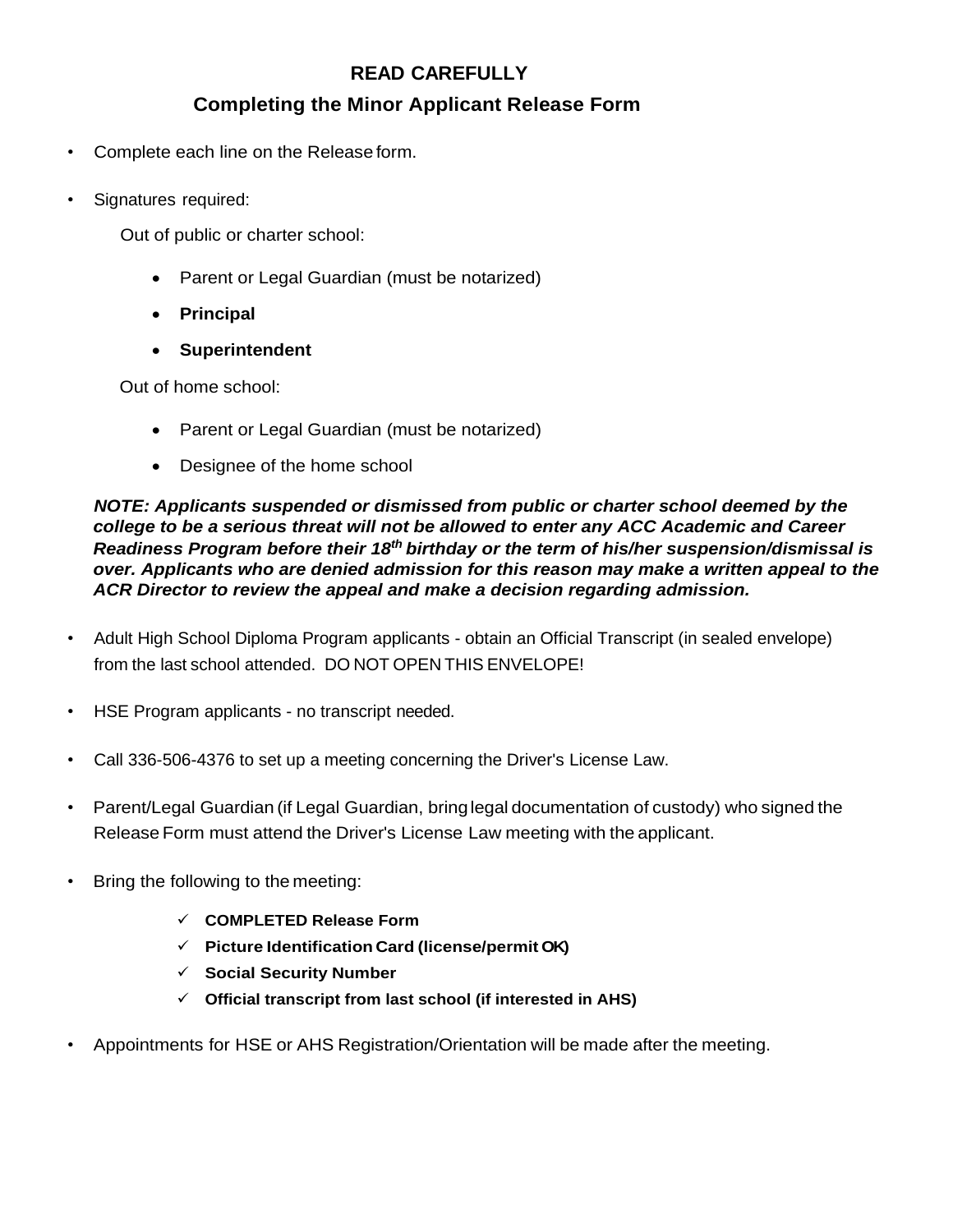**READ CAREFULLY**

## Completing the Minor Applicant Release Form

- Complete each line on the Release form.
- Signatures required:

  Out of public or charter school:

  - Parent or Legal Guardian (must be notarized)
  - **Principal**
  - **Superintendent**

  Out of home school:

  - Parent or Legal Guardian (must be notarized)
  - Designee of the home school

***NOTE: Applicants suspended or dismissed from public or charter school deemed by the college to be a serious threat will not be allowed to enter any ACC Academic and Career Readiness Program before their 18th birthday or the term of his/her suspension/dismissal is over. Applicants who are denied admission for this reason may make a written appeal to the ACR Director to review the appeal and make a decision regarding admission.***

- Adult High School Diploma Program applicants - obtain an Official Transcript (in sealed envelope) from the last school attended. DO NOT OPEN THIS ENVELOPE!
- HSE Program applicants - no transcript needed.
- Call 336-506-4376 to set up a meeting concerning the Driver's License Law.
- Parent/Legal Guardian (if Legal Guardian, bring legal documentation of custody) who signed the Release Form must attend the Driver's License Law meeting with the applicant.
- Bring the following to the meeting:
  - ✓ **COMPLETED Release Form**
  - ✓ **Picture Identification Card (license/permit OK)**
  - ✓ **Social Security Number**
  - ✓ **Official transcript from last school (if interested in AHS)**
- Appointments for HSE or AHS Registration/Orientation will be made after the meeting.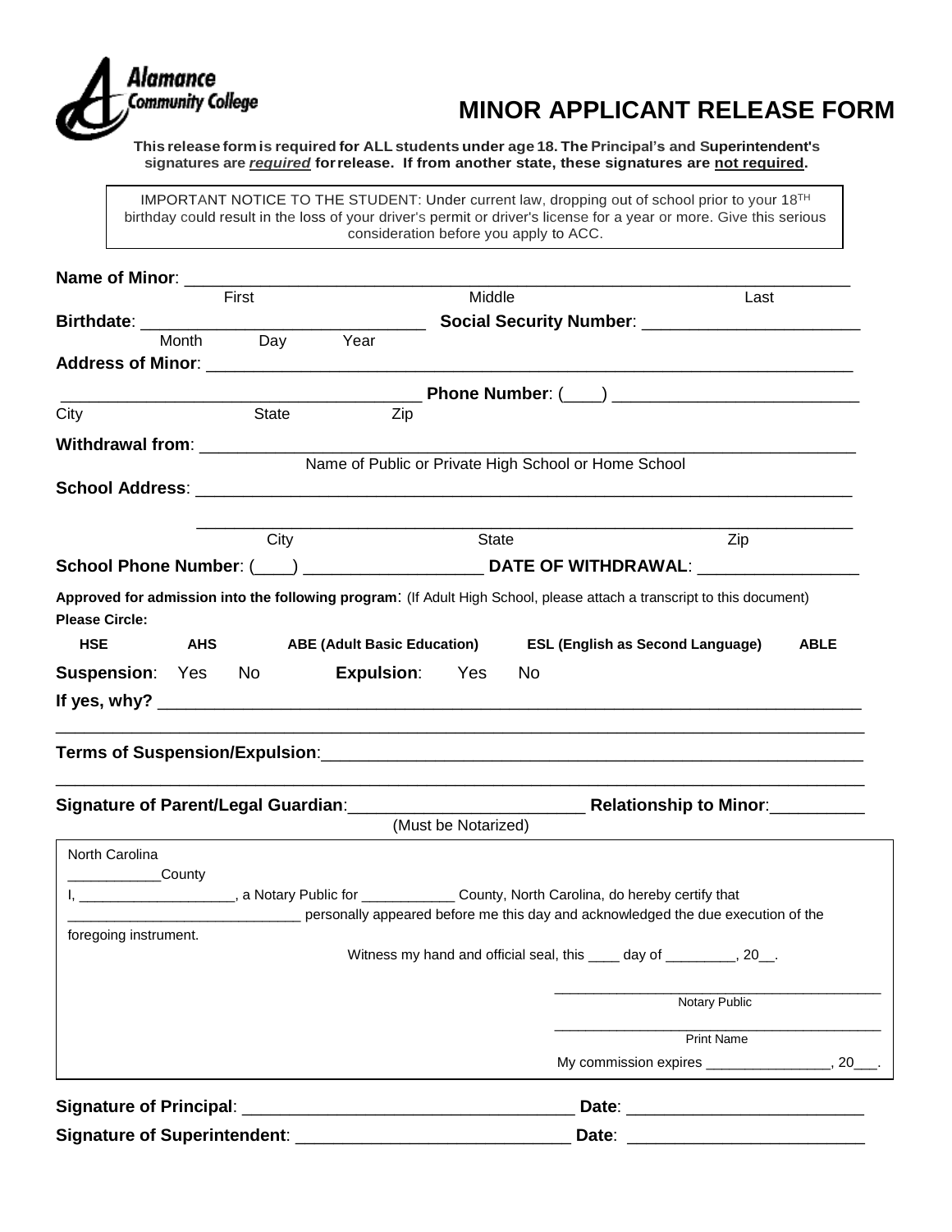Alamance Community College

# MINOR APPLICANT RELEASE FORM

**This release form is required for ALL students under age 18. The Principal's and Superintendent's signatures are _required_ for release. If from another state, these signatures are not required.**

> IMPORTANT NOTICE TO THE STUDENT: Under current law, dropping out of school prior to your 18TH birthday could result in the loss of your driver's permit or driver's license for a year or more. Give this serious consideration before you apply to ACC.

**Name of Minor**: ____________________________________________________________
First Middle Last

**Birthdate**: ______________________________ **Social Security Number**: ______________________
Month Day Year

**Address of Minor**: __________________________________________________________

______________________________________ **Phone Number**: (____) ________________________
City State Zip

**Withdrawal from**: __________________________________________________________
Name of Public or Private High School or Home School

**School Address**: ___________________________________________________________

_____________________________________________________________________
City State Zip

**School Phone Number**: (____) __________________ **DATE OF WITHDRAWAL**: ________________

**Approved for admission into the following program**: (If Adult High School, please attach a transcript to this document)

**Please Circle:**

**HSE** **AHS** **ABE (Adult Basic Education)** **ESL (English as Second Language)** **ABLE**

**Suspension**: Yes No **Expulsion**: Yes No

**If yes, why?** _______________________________________________________________

_____________________________________________________________________________

**Terms of Suspension/Expulsion**:_____________________________________________

_____________________________________________________________________________

**Signature of Parent/Legal Guardian**:________________________ **Relationship to Minor**:__________
(Must be Notarized)

North Carolina
____________County

I, ____________________, a Notary Public for ____________ County, North Carolina, do hereby certify that _____________________________ personally appeared before me this day and acknowledged the due execution of the foregoing instrument.

Witness my hand and official seal, this ____ day of _________, 20__.

__________________________________
Notary Public

__________________________________
Print Name

My commission expires ________________, 20___.

**Signature of Principal**: ___________________________________ **Date**: ________________________

**Signature of Superintendent**: _____________________________ **Date**: ________________________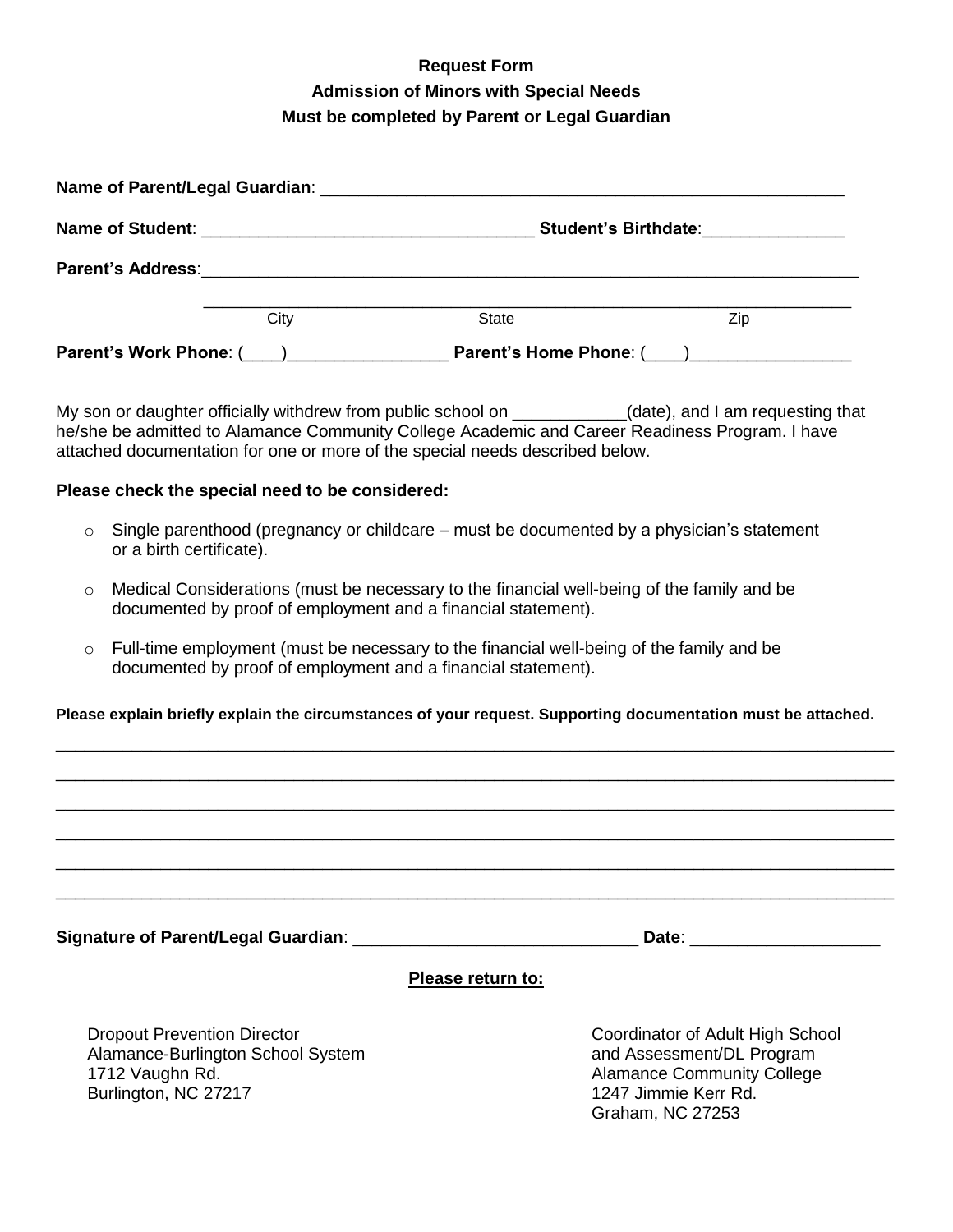**Request Form**

**Admission of Minors with Special Needs**

**Must be completed by Parent or Legal Guardian**

**Name of Parent/Legal Guardian**: ________________________________________________________

**Name of Student**: __________________________________ **Student's Birthdate**:_______________

**Parent's Address**:__________________________________________________________________________

____________________________________________________________________
City State Zip

**Parent's Work Phone**: (____)_________________ **Parent's Home Phone**: (____)_________________

My son or daughter officially withdrew from public school on ____________(date), and I am requesting that he/she be admitted to Alamance Community College Academic and Career Readiness Program. I have attached documentation for one or more of the special needs described below.

**Please check the special need to be considered:**

- Single parenthood (pregnancy or childcare – must be documented by a physician's statement or a birth certificate).
- Medical Considerations (must be necessary to the financial well-being of the family and be documented by proof of employment and a financial statement).
- Full-time employment (must be necessary to the financial well-being of the family and be documented by proof of employment and a financial statement).

**Please explain briefly explain the circumstances of your request. Supporting documentation must be attached.**

__________________________________________________________________________________________

__________________________________________________________________________________________

__________________________________________________________________________________________

__________________________________________________________________________________________

__________________________________________________________________________________________

__________________________________________________________________________________________

**Signature of Parent/Legal Guardian**: ______________________________ **Date**: ___________________

**Please return to:**

Dropout Prevention Director
Alamance-Burlington School System
1712 Vaughn Rd.
Burlington, NC 27217

Coordinator of Adult High School
and Assessment/DL Program
Alamance Community College
1247 Jimmie Kerr Rd.
Graham, NC 27253